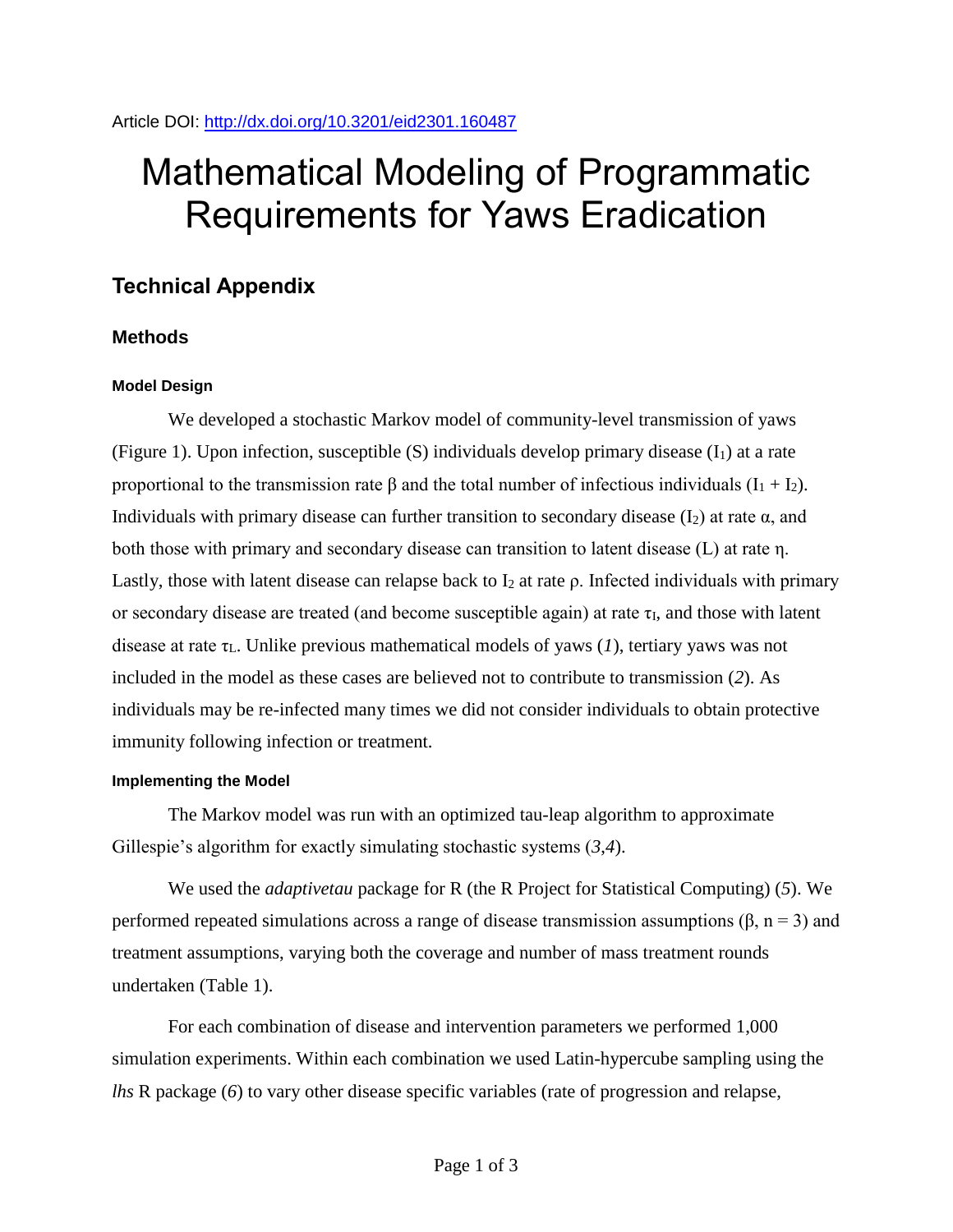Article DOI: http://dx.doi.org/10.3201/eid2301.160487

# Mathematical Modeling of Programmatic Requirements for Yaws Eradication

## Technical Appendix

### Methods

#### Model Design

We developed a stochastic Markov model of community-level transmission of yaws (Figure 1). Upon infection, susceptible (S) individuals develop primary disease ($I_1$) at a rate proportional to the transmission rate $\beta$ and the total number of infectious individuals ($I_1 + I_2$). Individuals with primary disease can further transition to secondary disease ($I_2$) at rate $\alpha$, and both those with primary and secondary disease can transition to latent disease (L) at rate $\eta$. Lastly, those with latent disease can relapse back to $I_2$ at rate $\rho$. Infected individuals with primary or secondary disease are treated (and become susceptible again) at rate $\tau_I$, and those with latent disease at rate $\tau_L$. Unlike previous mathematical models of yaws (*1*), tertiary yaws was not included in the model as these cases are believed not to contribute to transmission (*2*). As individuals may be re-infected many times we did not consider individuals to obtain protective immunity following infection or treatment.

#### Implementing the Model

The Markov model was run with an optimized tau-leap algorithm to approximate Gillespie's algorithm for exactly simulating stochastic systems (*3*,*4*).

We used the *adaptivetau* package for R (the R Project for Statistical Computing) (*5*). We performed repeated simulations across a range of disease transmission assumptions ($\beta$, n = 3) and treatment assumptions, varying both the coverage and number of mass treatment rounds undertaken (Table 1).

For each combination of disease and intervention parameters we performed 1,000 simulation experiments. Within each combination we used Latin-hypercube sampling using the *lhs* R package (*6*) to vary other disease specific variables (rate of progression and relapse,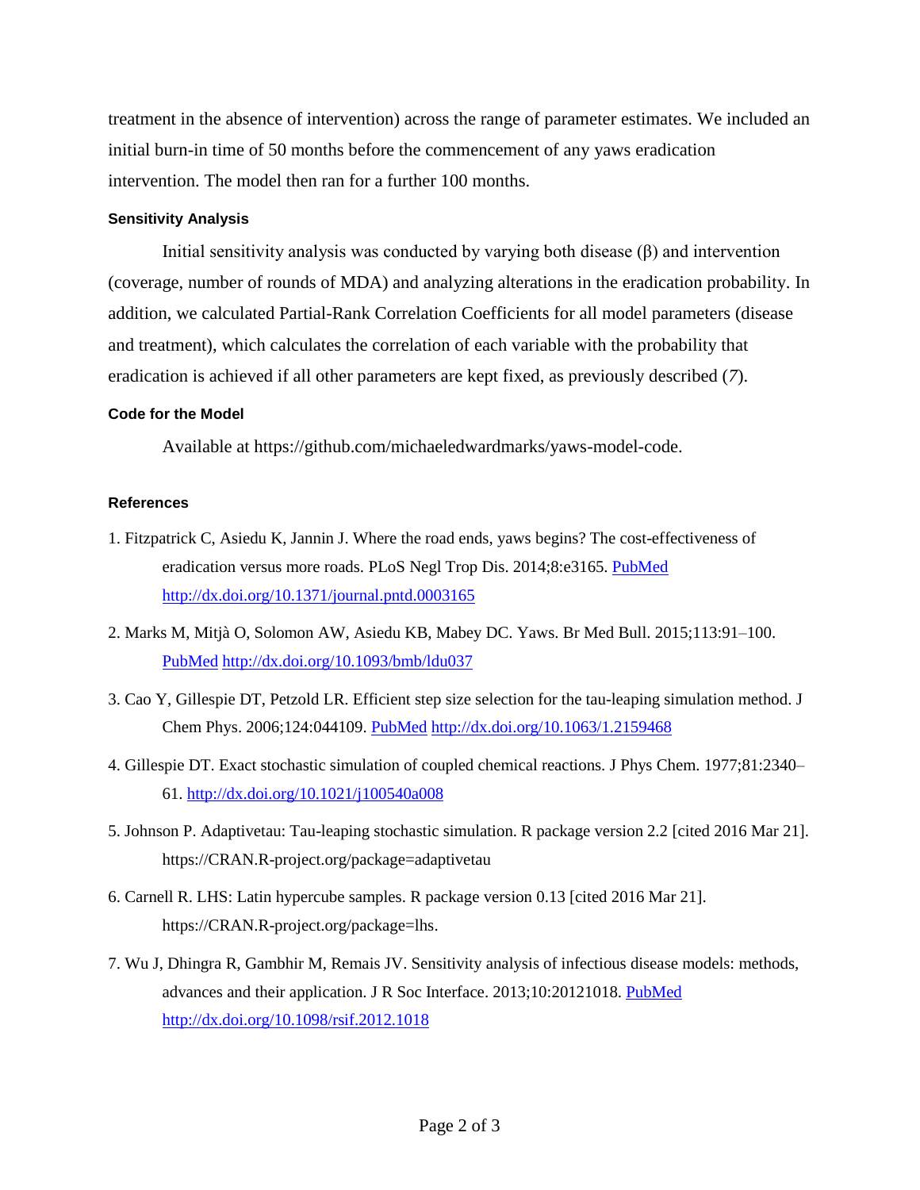treatment in the absence of intervention) across the range of parameter estimates. We included an initial burn-in time of 50 months before the commencement of any yaws eradication intervention. The model then ran for a further 100 months.

### Sensitivity Analysis

Initial sensitivity analysis was conducted by varying both disease ($\beta$) and intervention (coverage, number of rounds of MDA) and analyzing alterations in the eradication probability. In addition, we calculated Partial-Rank Correlation Coefficients for all model parameters (disease and treatment), which calculates the correlation of each variable with the probability that eradication is achieved if all other parameters are kept fixed, as previously described (*7*).

### Code for the Model

Available at https://github.com/michaeledwardmarks/yaws-model-code.

### References

1. Fitzpatrick C, Asiedu K, Jannin J. Where the road ends, yaws begins? The cost-effectiveness of eradication versus more roads. PLoS Negl Trop Dis. 2014;8:e3165. PubMed http://dx.doi.org/10.1371/journal.pntd.0003165

2. Marks M, Mitjà O, Solomon AW, Asiedu KB, Mabey DC. Yaws. Br Med Bull. 2015;113:91–100. PubMed http://dx.doi.org/10.1093/bmb/ldu037

3. Cao Y, Gillespie DT, Petzold LR. Efficient step size selection for the tau-leaping simulation method. J Chem Phys. 2006;124:044109. PubMed http://dx.doi.org/10.1063/1.2159468

4. Gillespie DT. Exact stochastic simulation of coupled chemical reactions. J Phys Chem. 1977;81:2340–61. http://dx.doi.org/10.1021/j100540a008

5. Johnson P. Adaptivetau: Tau-leaping stochastic simulation. R package version 2.2 [cited 2016 Mar 21]. https://CRAN.R-project.org/package=adaptivetau

6. Carnell R. LHS: Latin hypercube samples. R package version 0.13 [cited 2016 Mar 21]. https://CRAN.R-project.org/package=lhs.

7. Wu J, Dhingra R, Gambhir M, Remais JV. Sensitivity analysis of infectious disease models: methods, advances and their application. J R Soc Interface. 2013;10:20121018. PubMed http://dx.doi.org/10.1098/rsif.2012.1018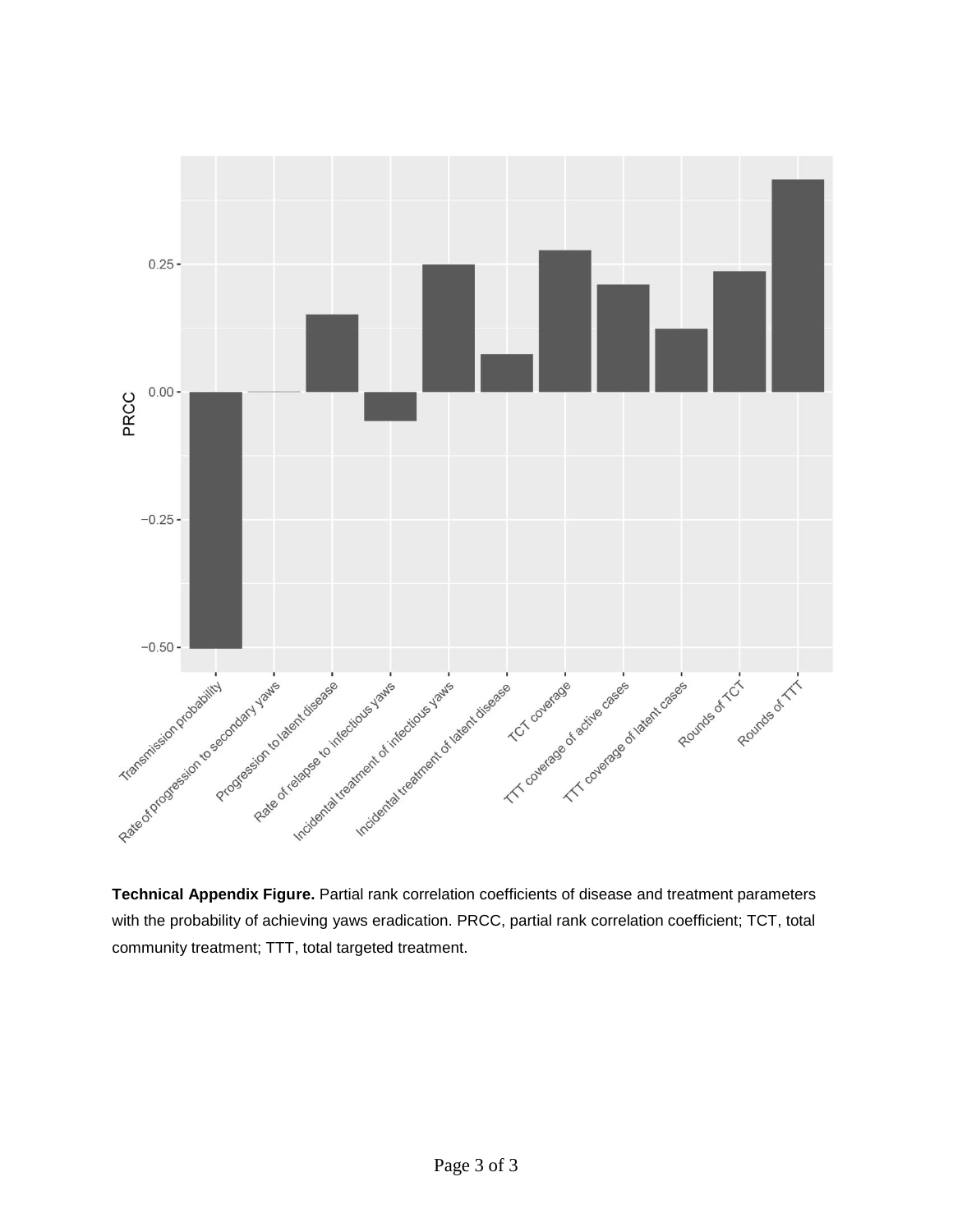PRCC

0.25

0.00

−0.25

−0.50

Transmission probability

Rate of progression to secondary yaws

Progression to latent disease

Rate of relapse to infectious yaws

Incidental treatment of infectious yaws

Incidental treatment of latent disease

TCT coverage

TTT coverage of active cases

TTT coverage of latent cases

Rounds of TCT

Rounds of TTT

**Technical Appendix Figure.** Partial rank correlation coefficients of disease and treatment parameters with the probability of achieving yaws eradication. PRCC, partial rank correlation coefficient; TCT, total community treatment; TTT, total targeted treatment.